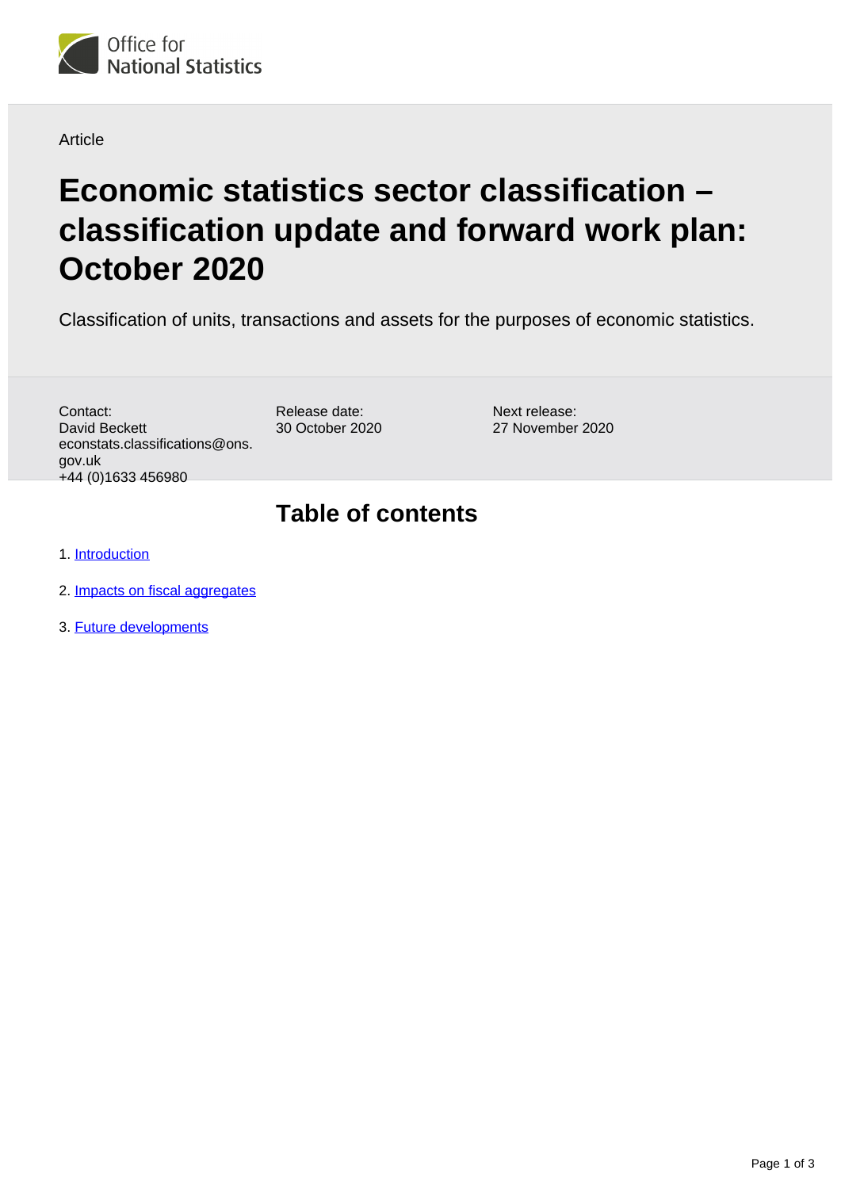Article

# Economic statistics sector classification – classification update and forward work plan: October 2020

Classification of units, transactions and assets for the purposes of economic statistics.

Contact:
David Beckett
econstats.classifications@ons.gov.uk
+44 (0)1633 456980

Release date:
30 October 2020

Next release:
27 November 2020

## Table of contents

1. Introduction
2. Impacts on fiscal aggregates
3. Future developments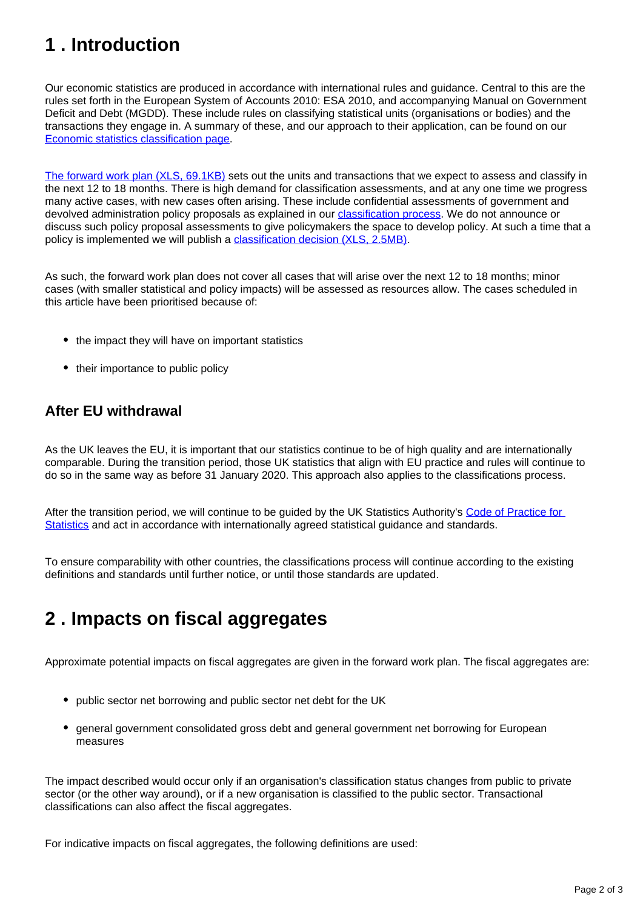## 1 . Introduction

Our economic statistics are produced in accordance with international rules and guidance. Central to this are the rules set forth in the European System of Accounts 2010: ESA 2010, and accompanying Manual on Government Deficit and Debt (MGDD). These include rules on classifying statistical units (organisations or bodies) and the transactions they engage in. A summary of these, and our approach to their application, can be found on our Economic statistics classification page.

The forward work plan (XLS, 69.1KB) sets out the units and transactions that we expect to assess and classify in the next 12 to 18 months. There is high demand for classification assessments, and at any one time we progress many active cases, with new cases often arising. These include confidential assessments of government and devolved administration policy proposals as explained in our classification process. We do not announce or discuss such policy proposal assessments to give policymakers the space to develop policy. At such a time that a policy is implemented we will publish a classification decision (XLS, 2.5MB).

As such, the forward work plan does not cover all cases that will arise over the next 12 to 18 months; minor cases (with smaller statistical and policy impacts) will be assessed as resources allow. The cases scheduled in this article have been prioritised because of:

- the impact they will have on important statistics
- their importance to public policy

### After EU withdrawal

As the UK leaves the EU, it is important that our statistics continue to be of high quality and are internationally comparable. During the transition period, those UK statistics that align with EU practice and rules will continue to do so in the same way as before 31 January 2020. This approach also applies to the classifications process.

After the transition period, we will continue to be guided by the UK Statistics Authority's Code of Practice for Statistics and act in accordance with internationally agreed statistical guidance and standards.

To ensure comparability with other countries, the classifications process will continue according to the existing definitions and standards until further notice, or until those standards are updated.

## 2 . Impacts on fiscal aggregates

Approximate potential impacts on fiscal aggregates are given in the forward work plan. The fiscal aggregates are:

- public sector net borrowing and public sector net debt for the UK
- general government consolidated gross debt and general government net borrowing for European measures

The impact described would occur only if an organisation's classification status changes from public to private sector (or the other way around), or if a new organisation is classified to the public sector. Transactional classifications can also affect the fiscal aggregates.

For indicative impacts on fiscal aggregates, the following definitions are used: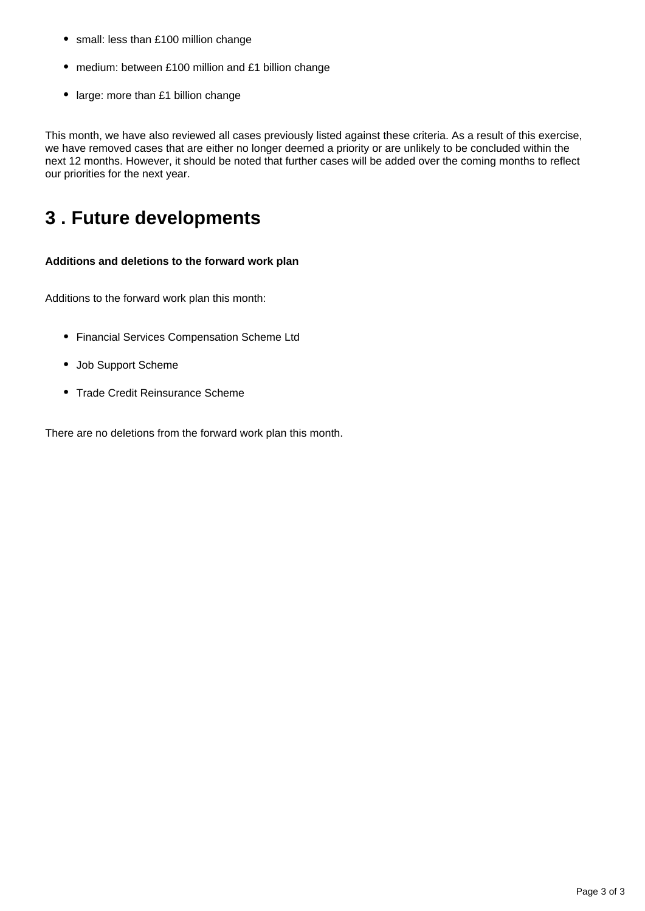- small: less than £100 million change
- medium: between £100 million and £1 billion change
- large: more than £1 billion change

This month, we have also reviewed all cases previously listed against these criteria. As a result of this exercise, we have removed cases that are either no longer deemed a priority or are unlikely to be concluded within the next 12 months. However, it should be noted that further cases will be added over the coming months to reflect our priorities for the next year.

## 3 . Future developments

**Additions and deletions to the forward work plan**

Additions to the forward work plan this month:

- Financial Services Compensation Scheme Ltd
- Job Support Scheme
- Trade Credit Reinsurance Scheme

There are no deletions from the forward work plan this month.